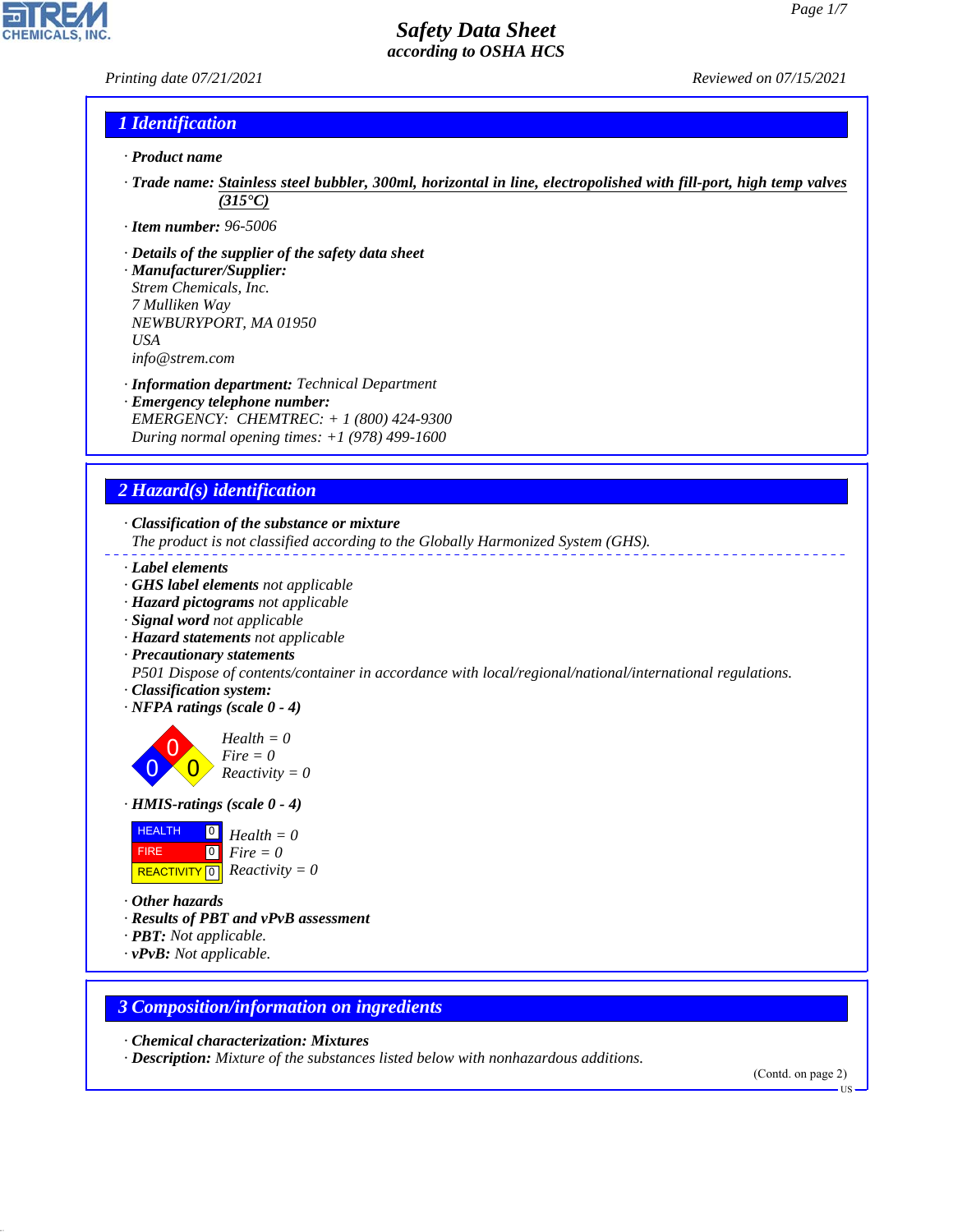# Safety Data Sheet
## according to OSHA HCS

Printing date 07/21/2021 | Reviewed on 07/15/2021

## 1 Identification

· **Product name**

· **Trade name:** Stainless steel bubbler, 300ml, horizontal in line, electropolished with fill-port, high temp valves (315°C)

· **Item number:** 96-5006

· **Details of the supplier of the safety data sheet**

· **Manufacturer/Supplier:**
Strem Chemicals, Inc.
7 Mulliken Way
NEWBURYPORT, MA 01950
USA
info@strem.com

· **Information department:** Technical Department

· **Emergency telephone number:**
EMERGENCY: CHEMTREC: + 1 (800) 424-9300
During normal opening times: +1 (978) 499-1600

## 2 Hazard(s) identification

· **Classification of the substance or mixture**
The product is not classified according to the Globally Harmonized System (GHS).

· **Label elements**
· **GHS label elements** not applicable
· **Hazard pictograms** not applicable
· **Signal word** not applicable
· **Hazard statements** not applicable
· **Precautionary statements**
P501 Dispose of contents/container in accordance with local/regional/national/international regulations.
· **Classification system:**
· **NFPA ratings (scale 0 - 4)**

Health = 0
Fire = 0
Reactivity = 0

· **HMIS-ratings (scale 0 - 4)**

HEALTH 0
FIRE 0
REACTIVITY 0

Health = 0
Fire = 0
Reactivity = 0

· **Other hazards**
· **Results of PBT and vPvB assessment**
· **PBT:** Not applicable.
· **vPvB:** Not applicable.

## 3 Composition/information on ingredients

· **Chemical characterization: Mixtures**
· **Description:** Mixture of the substances listed below with nonhazardous additions.

(Contd. on page 2)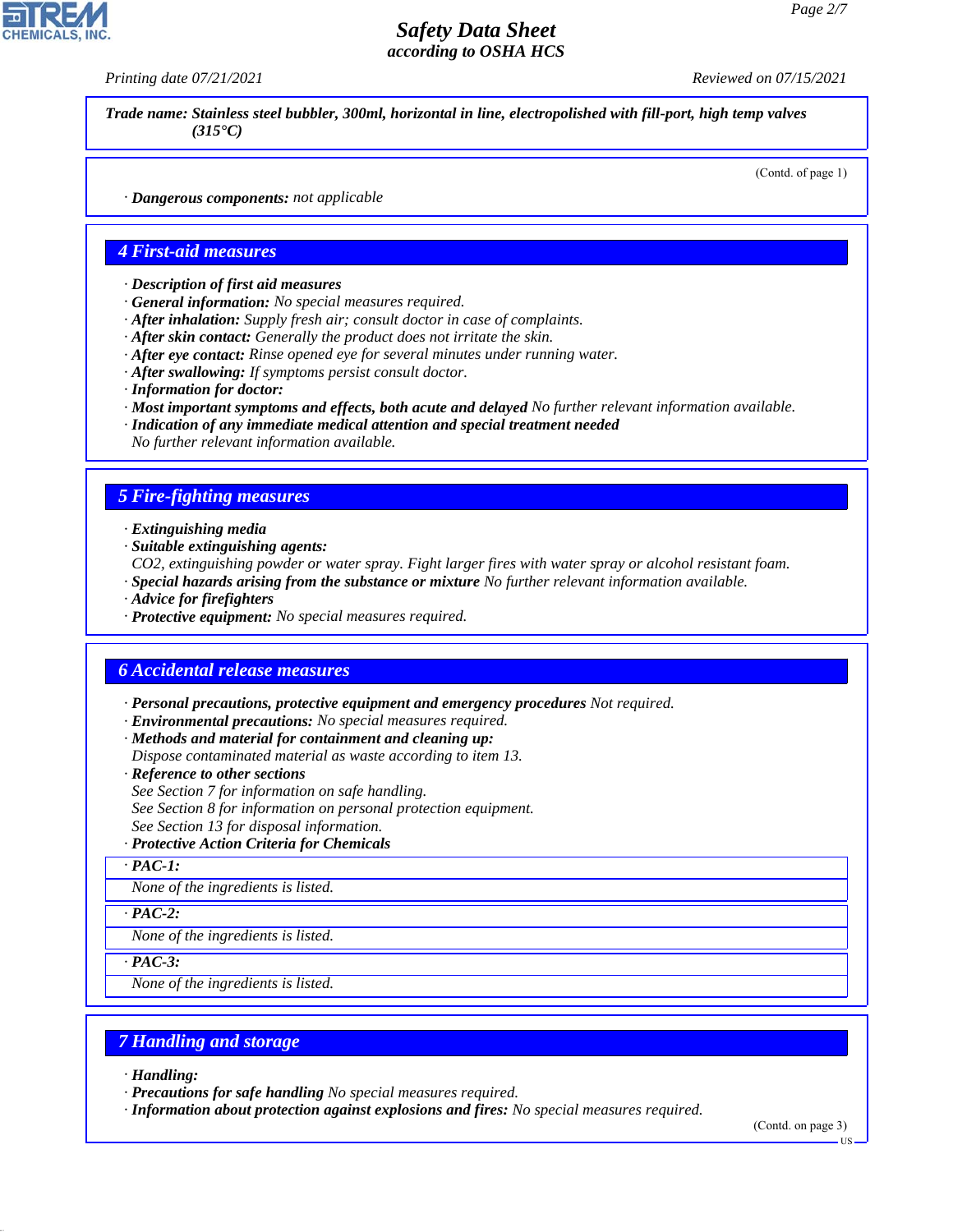*Trade name:* ***Stainless steel bubbler, 300ml, horizontal in line, electropolished with fill-port, high temp valves (315°C)***

(Contd. of page 1)

· ***Dangerous components:*** *not applicable*

## 4 First-aid measures

· ***Description of first aid measures***
· ***General information:*** *No special measures required.*
· ***After inhalation:*** *Supply fresh air; consult doctor in case of complaints.*
· ***After skin contact:*** *Generally the product does not irritate the skin.*
· ***After eye contact:*** *Rinse opened eye for several minutes under running water.*
· ***After swallowing:*** *If symptoms persist consult doctor.*
· ***Information for doctor:***
· ***Most important symptoms and effects, both acute and delayed*** *No further relevant information available.*
· ***Indication of any immediate medical attention and special treatment needed***
*No further relevant information available.*

## 5 Fire-fighting measures

· ***Extinguishing media***
· ***Suitable extinguishing agents:***
*$CO_2$, extinguishing powder or water spray. Fight larger fires with water spray or alcohol resistant foam.*
· ***Special hazards arising from the substance or mixture*** *No further relevant information available.*
· ***Advice for firefighters***
· ***Protective equipment:*** *No special measures required.*

## 6 Accidental release measures

· ***Personal precautions, protective equipment and emergency procedures*** *Not required.*
· ***Environmental precautions:*** *No special measures required.*
· ***Methods and material for containment and cleaning up:***
*Dispose contaminated material as waste according to item 13.*
· ***Reference to other sections***
*See Section 7 for information on safe handling.*
*See Section 8 for information on personal protection equipment.*
*See Section 13 for disposal information.*
· ***Protective Action Criteria for Chemicals***

· ***PAC-1:***
*None of the ingredients is listed.*

· ***PAC-2:***
*None of the ingredients is listed.*

· ***PAC-3:***
*None of the ingredients is listed.*

## 7 Handling and storage

· ***Handling:***
· ***Precautions for safe handling*** *No special measures required.*
· ***Information about protection against explosions and fires:*** *No special measures required.*

(Contd. on page 3)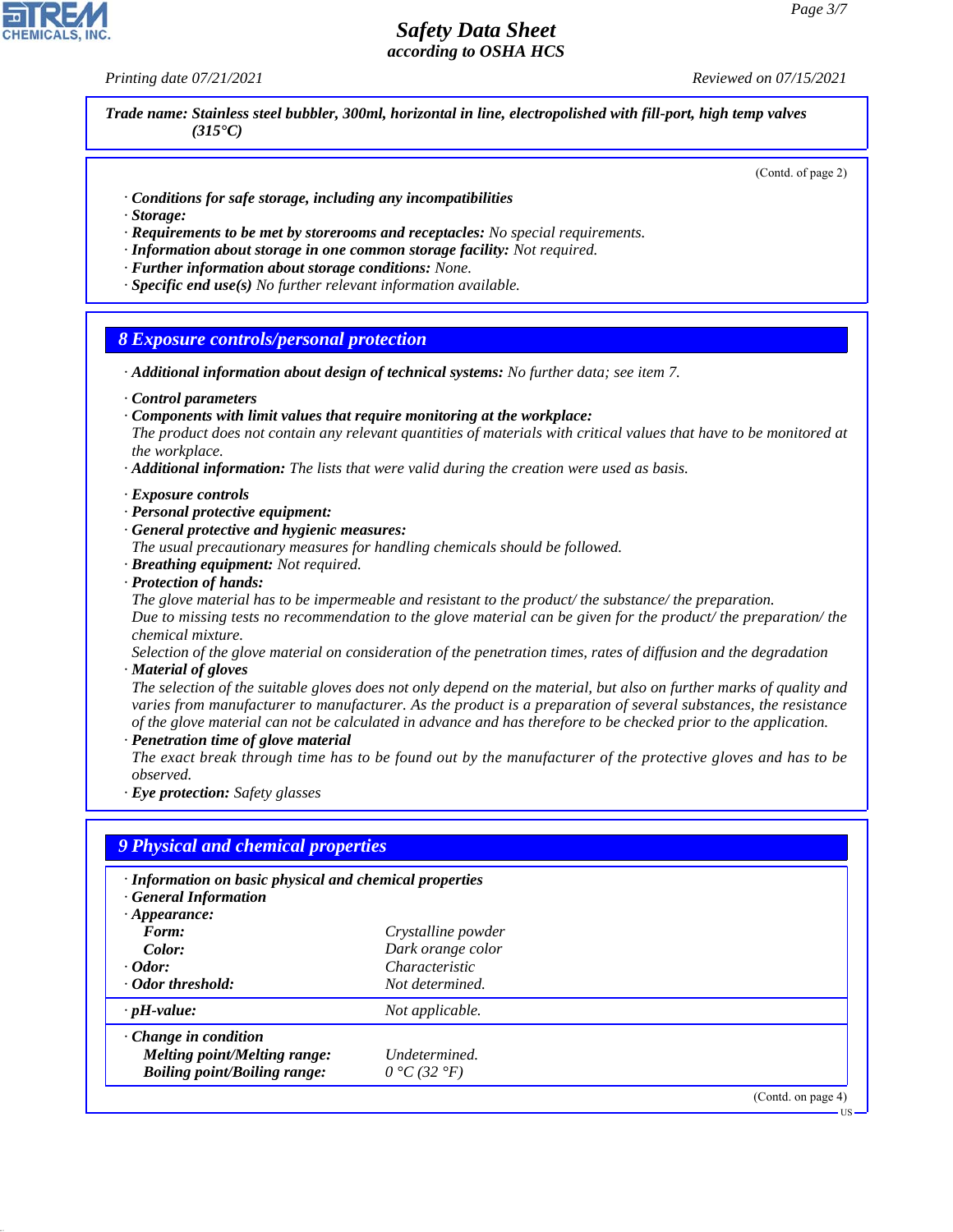Trade name: Stainless steel bubbler, 300ml, horizontal in line, electropolished with fill-port, high temp valves (315°C)

(Contd. of page 2)

· **Conditions for safe storage, including any incompatibilities**
· **Storage:**
· **Requirements to be met by storerooms and receptacles:** No special requirements.
· **Information about storage in one common storage facility:** Not required.
· **Further information about storage conditions:** None.
· **Specific end use(s)** No further relevant information available.

## 8 Exposure controls/personal protection

· **Additional information about design of technical systems:** No further data; see item 7.

· **Control parameters**
· **Components with limit values that require monitoring at the workplace:**
The product does not contain any relevant quantities of materials with critical values that have to be monitored at the workplace.
· **Additional information:** The lists that were valid during the creation were used as basis.

· **Exposure controls**
· **Personal protective equipment:**
· **General protective and hygienic measures:**
The usual precautionary measures for handling chemicals should be followed.
· **Breathing equipment:** Not required.
· **Protection of hands:**
The glove material has to be impermeable and resistant to the product/ the substance/ the preparation.
Due to missing tests no recommendation to the glove material can be given for the product/ the preparation/ the chemical mixture.
Selection of the glove material on consideration of the penetration times, rates of diffusion and the degradation
· **Material of gloves**
The selection of the suitable gloves does not only depend on the material, but also on further marks of quality and varies from manufacturer to manufacturer. As the product is a preparation of several substances, the resistance of the glove material can not be calculated in advance and has therefore to be checked prior to the application.
· **Penetration time of glove material**
The exact break through time has to be found out by the manufacturer of the protective gloves and has to be observed.
· **Eye protection:** Safety glasses

## 9 Physical and chemical properties

| | |
|---|---|
| · **Information on basic physical and chemical properties** | |
| · **General Information** | |
| · **Appearance:** | |
| **Form:** | Crystalline powder |
| **Color:** | Dark orange color |
| · **Odor:** | Characteristic |
| · **Odor threshold:** | Not determined. |
| · **pH-value:** | Not applicable. |
| · **Change in condition** | |
| **Melting point/Melting range:** | Undetermined. |
| **Boiling point/Boiling range:** | 0 °C (32 °F) |

(Contd. on page 4)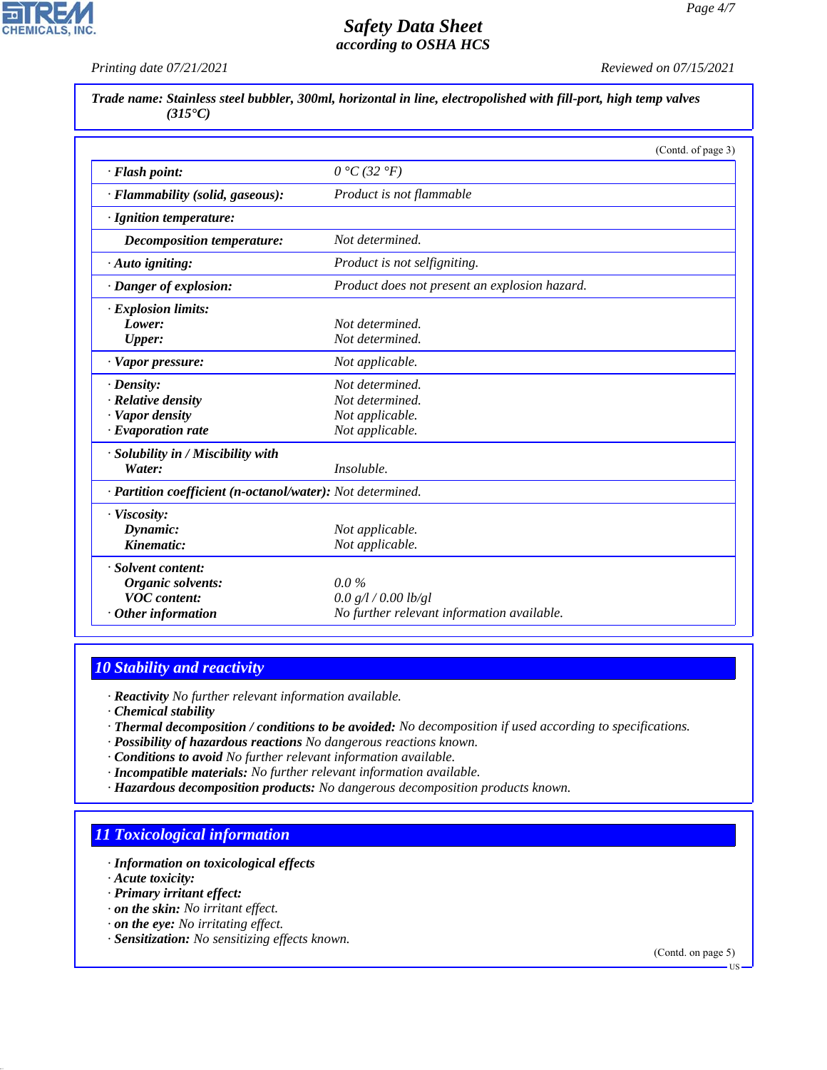**Trade name: Stainless steel bubbler, 300ml, horizontal in line, electropolished with fill-port, high temp valves (315°C)**

(Contd. of page 3)

| | |
|---|---|
| · **Flash point:** | 0 °C (32 °F) |
| · **Flammability (solid, gaseous):** | Product is not flammable |
| · **Ignition temperature:** | |
| **Decomposition temperature:** | Not determined. |
| · **Auto igniting:** | Product is not selfigniting. |
| · **Danger of explosion:** | Product does not present an explosion hazard. |
| · **Explosion limits:** | |
| **Lower:** | Not determined. |
| **Upper:** | Not determined. |
| · **Vapor pressure:** | Not applicable. |
| · **Density:** | Not determined. |
| · **Relative density** | Not determined. |
| · **Vapor density** | Not applicable. |
| · **Evaporation rate** | Not applicable. |
| · **Solubility in / Miscibility with** | |
| **Water:** | Insoluble. |
| · **Partition coefficient (n-octanol/water):** | Not determined. |
| · **Viscosity:** | |
| **Dynamic:** | Not applicable. |
| **Kinematic:** | Not applicable. |
| · **Solvent content:** | |
| **Organic solvents:** | 0.0 % |
| **VOC content:** | 0.0 g/l / 0.00 lb/gl |
| · **Other information** | No further relevant information available. |

## 10 Stability and reactivity

· **Reactivity** No further relevant information available.
· **Chemical stability**
· **Thermal decomposition / conditions to be avoided:** No decomposition if used according to specifications.
· **Possibility of hazardous reactions** No dangerous reactions known.
· **Conditions to avoid** No further relevant information available.
· **Incompatible materials:** No further relevant information available.
· **Hazardous decomposition products:** No dangerous decomposition products known.

## 11 Toxicological information

· **Information on toxicological effects**
· **Acute toxicity:**
· **Primary irritant effect:**
· **on the skin:** No irritant effect.
· **on the eye:** No irritating effect.
· **Sensitization:** No sensitizing effects known.

(Contd. on page 5)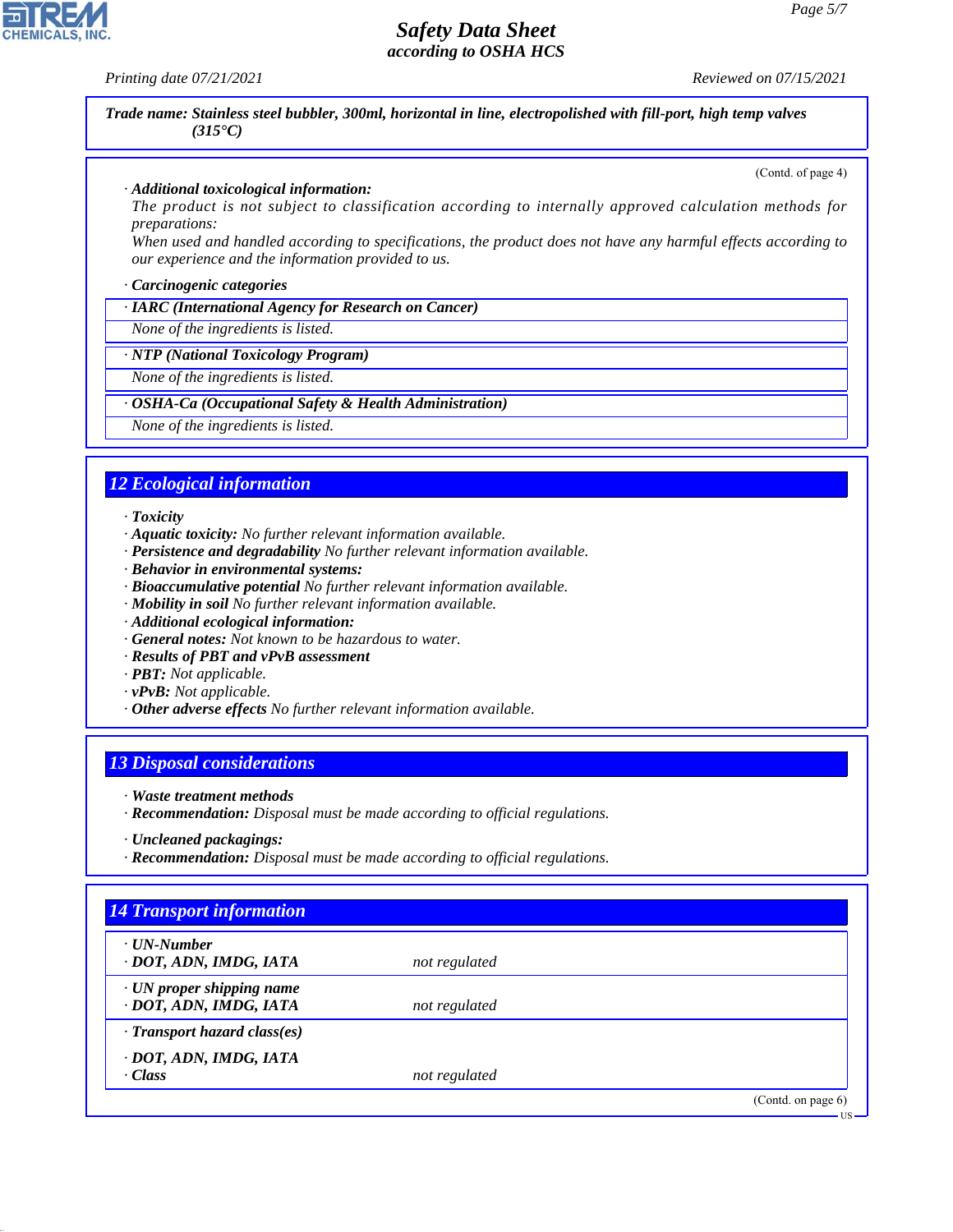**Trade name: Stainless steel bubbler, 300ml, horizontal in line, electropolished with fill-port, high temp valves (315°C)**

(Contd. of page 4)

· **Additional toxicological information:**
The product is not subject to classification according to internally approved calculation methods for preparations:
When used and handled according to specifications, the product does not have any harmful effects according to our experience and the information provided to us.

· **Carcinogenic categories**

· **IARC (International Agency for Research on Cancer)**
None of the ingredients is listed.

· **NTP (National Toxicology Program)**
None of the ingredients is listed.

· **OSHA-Ca (Occupational Safety & Health Administration)**
None of the ingredients is listed.

## 12 Ecological information

· **Toxicity**
· **Aquatic toxicity:** No further relevant information available.
· **Persistence and degradability** No further relevant information available.
· **Behavior in environmental systems:**
· **Bioaccumulative potential** No further relevant information available.
· **Mobility in soil** No further relevant information available.
· **Additional ecological information:**
· **General notes:** Not known to be hazardous to water.
· **Results of PBT and vPvB assessment**
· **PBT:** Not applicable.
· **vPvB:** Not applicable.
· **Other adverse effects** No further relevant information available.

## 13 Disposal considerations

· **Waste treatment methods**
· **Recommendation:** Disposal must be made according to official regulations.

· **Uncleaned packagings:**
· **Recommendation:** Disposal must be made according to official regulations.

## 14 Transport information

| | |
|---|---|
| · **UN-Number**<br>· **DOT, ADN, IMDG, IATA** | not regulated |
| · **UN proper shipping name**<br>· **DOT, ADN, IMDG, IATA** | not regulated |
| · **Transport hazard class(es)**<br>· **DOT, ADN, IMDG, IATA**<br>· **Class** | not regulated |

(Contd. on page 6)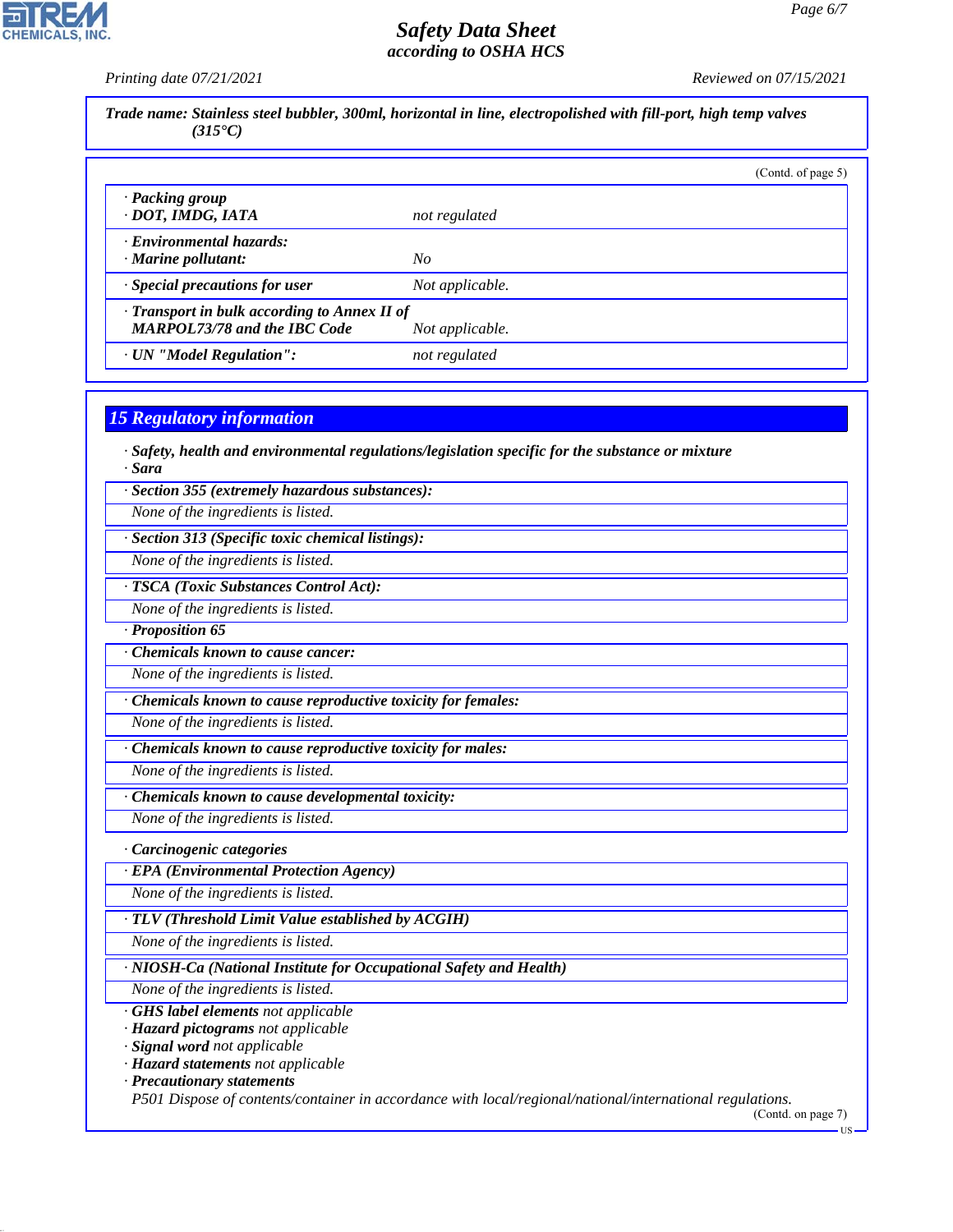**Trade name: Stainless steel bubbler, 300ml, horizontal in line, electropolished with fill-port, high temp valves (315°C)**

(Contd. of page 5)

| | |
|---|---|
| · **Packing group**<br>· **DOT, IMDG, IATA** | not regulated |
| · **Environmental hazards:**<br>· **Marine pollutant:** | No |
| · **Special precautions for user** | Not applicable. |
| · **Transport in bulk according to Annex II of MARPOL73/78 and the IBC Code** | Not applicable. |
| · **UN "Model Regulation":** | not regulated |

## 15 Regulatory information

· **Safety, health and environmental regulations/legislation specific for the substance or mixture**
· **Sara**

· **Section 355 (extremely hazardous substances):**
None of the ingredients is listed.

· **Section 313 (Specific toxic chemical listings):**
None of the ingredients is listed.

· **TSCA (Toxic Substances Control Act):**
None of the ingredients is listed.

· **Proposition 65**

· **Chemicals known to cause cancer:**
None of the ingredients is listed.

· **Chemicals known to cause reproductive toxicity for females:**
None of the ingredients is listed.

· **Chemicals known to cause reproductive toxicity for males:**
None of the ingredients is listed.

· **Chemicals known to cause developmental toxicity:**
None of the ingredients is listed.

· **Carcinogenic categories**

· **EPA (Environmental Protection Agency)**
None of the ingredients is listed.

· **TLV (Threshold Limit Value established by ACGIH)**
None of the ingredients is listed.

· **NIOSH-Ca (National Institute for Occupational Safety and Health)**
None of the ingredients is listed.

· **GHS label elements** not applicable
· **Hazard pictograms** not applicable
· **Signal word** not applicable
· **Hazard statements** not applicable
· **Precautionary statements**
P501 Dispose of contents/container in accordance with local/regional/national/international regulations.

(Contd. on page 7)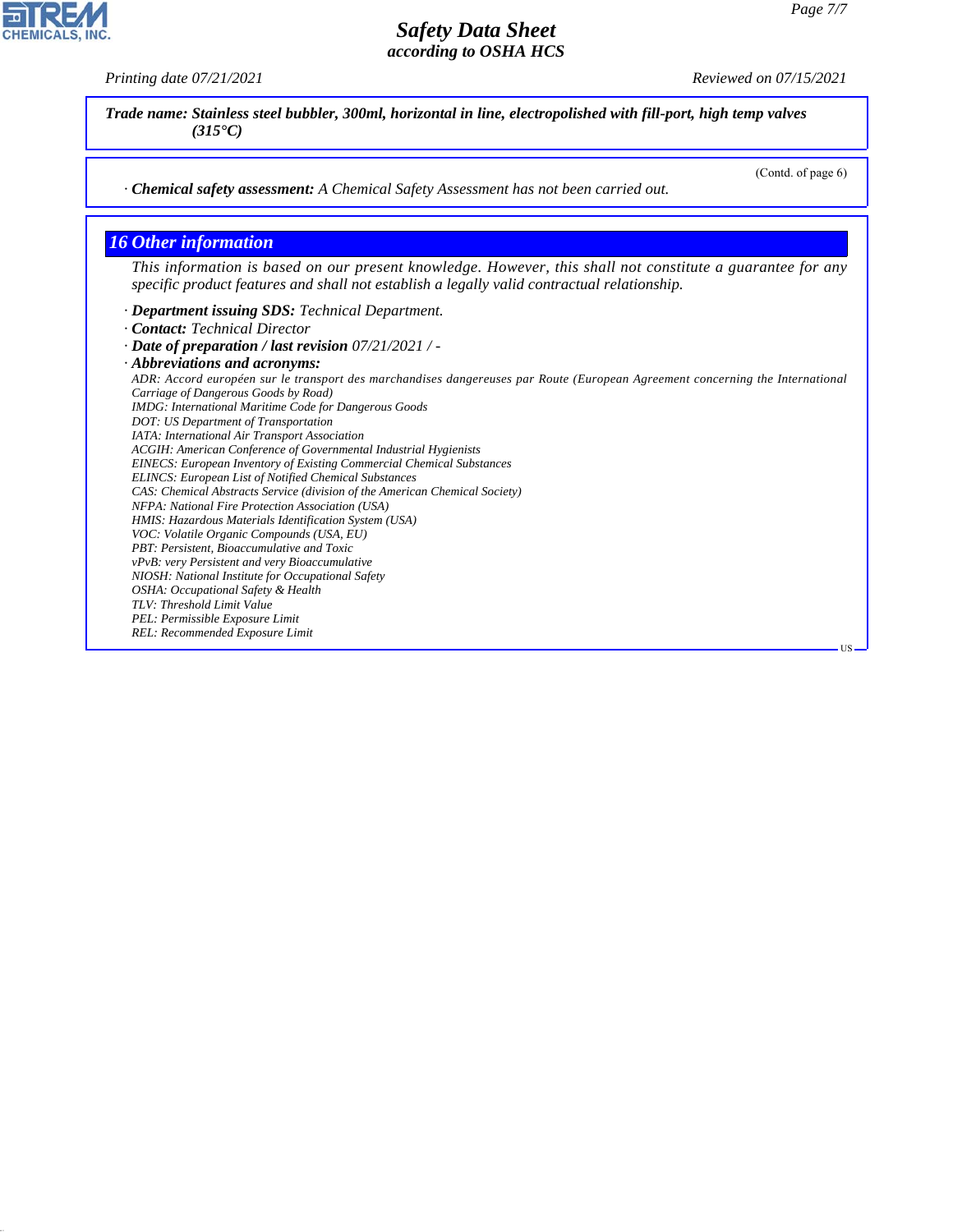**Trade name: Stainless steel bubbler, 300ml, horizontal in line, electropolished with fill-port, high temp valves (315°C)**

(Contd. of page 6)

· **Chemical safety assessment:** A Chemical Safety Assessment has not been carried out.

## 16 Other information

This information is based on our present knowledge. However, this shall not constitute a guarantee for any specific product features and shall not establish a legally valid contractual relationship.

· **Department issuing SDS:** Technical Department.
· **Contact:** Technical Director
· **Date of preparation / last revision** 07/21/2021 / -
· **Abbreviations and acronyms:**

ADR: Accord européen sur le transport des marchandises dangereuses par Route (European Agreement concerning the International Carriage of Dangerous Goods by Road)
IMDG: International Maritime Code for Dangerous Goods
DOT: US Department of Transportation
IATA: International Air Transport Association
ACGIH: American Conference of Governmental Industrial Hygienists
EINECS: European Inventory of Existing Commercial Chemical Substances
ELINCS: European List of Notified Chemical Substances
CAS: Chemical Abstracts Service (division of the American Chemical Society)
NFPA: National Fire Protection Association (USA)
HMIS: Hazardous Materials Identification System (USA)
VOC: Volatile Organic Compounds (USA, EU)
PBT: Persistent, Bioaccumulative and Toxic
vPvB: very Persistent and very Bioaccumulative
NIOSH: National Institute for Occupational Safety
OSHA: Occupational Safety & Health
TLV: Threshold Limit Value
PEL: Permissible Exposure Limit
REL: Recommended Exposure Limit